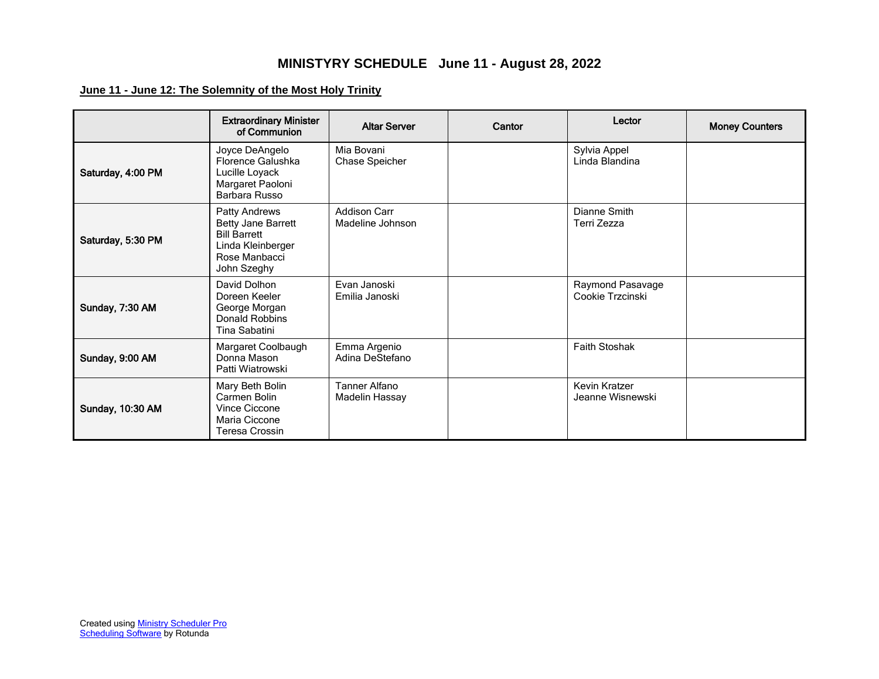# MINISTYRY SCHEDULE June 11 - August 28, 2022

## June 11 - June 12: The Solemnity of the Most Holy Trinity

| | Extraordinary Minister of Communion | Altar Server | Cantor | Lector | Money Counters |
|---|---|---|---|---|---|
| **Saturday, 4:00 PM** | Joyce DeAngelo<br>Florence Galushka<br>Lucille Loyack<br>Margaret Paoloni<br>Barbara Russo | Mia Bovani<br>Chase Speicher | | Sylvia Appel<br>Linda Blandina | |
| **Saturday, 5:30 PM** | Patty Andrews<br>Betty Jane Barrett<br>Bill Barrett<br>Linda Kleinberger<br>Rose Manbacci<br>John Szeghy | Addison Carr<br>Madeline Johnson | | Dianne Smith<br>Terri Zezza | |
| **Sunday, 7:30 AM** | David Dolhon<br>Doreen Keeler<br>George Morgan<br>Donald Robbins<br>Tina Sabatini | Evan Janoski<br>Emilia Janoski | | Raymond Pasavage<br>Cookie Trzcinski | |
| **Sunday, 9:00 AM** | Margaret Coolbaugh<br>Donna Mason<br>Patti Wiatrowski | Emma Argenio<br>Adina DeStefano | | Faith Stoshak | |
| **Sunday, 10:30 AM** | Mary Beth Bolin<br>Carmen Bolin<br>Vince Ciccone<br>Maria Ciccone<br>Teresa Crossin | Tanner Alfano<br>Madelin Hassay | | Kevin Kratzer<br>Jeanne Wisnewski | |

Created using Ministry Scheduler Pro Scheduling Software by Rotunda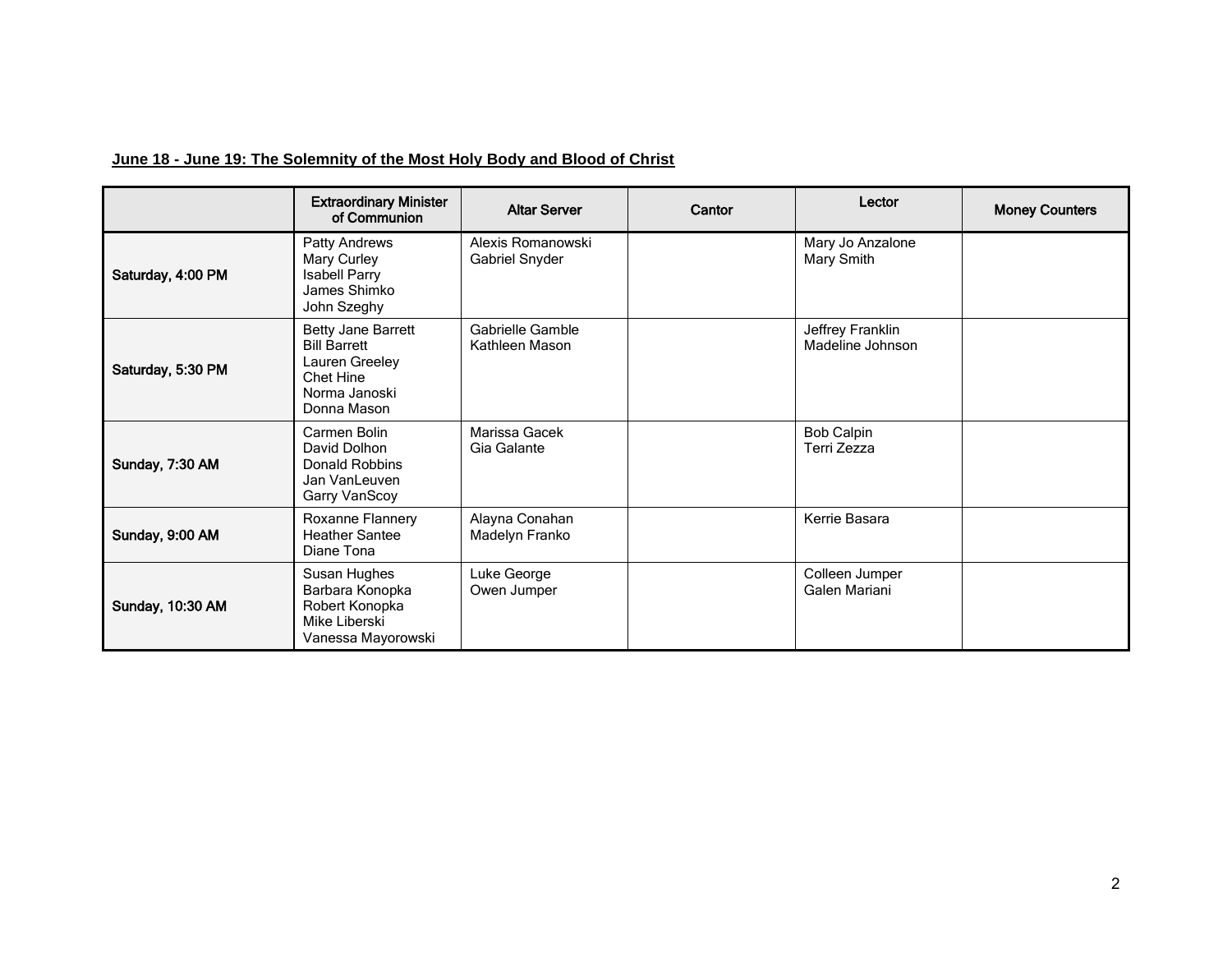**June 18 - June 19: The Solemnity of the Most Holy Body and Blood of Christ**

| | Extraordinary Minister of Communion | Altar Server | Cantor | Lector | Money Counters |
|---|---|---|---|---|---|
| Saturday, 4:00 PM | Patty Andrews<br>Mary Curley<br>Isabell Parry<br>James Shimko<br>John Szeghy | Alexis Romanowski<br>Gabriel Snyder | | Mary Jo Anzalone<br>Mary Smith | |
| Saturday, 5:30 PM | Betty Jane Barrett<br>Bill Barrett<br>Lauren Greeley<br>Chet Hine<br>Norma Janoski<br>Donna Mason | Gabrielle Gamble<br>Kathleen Mason | | Jeffrey Franklin<br>Madeline Johnson | |
| Sunday, 7:30 AM | Carmen Bolin<br>David Dolhon<br>Donald Robbins<br>Jan VanLeuven<br>Garry VanScoy | Marissa Gacek<br>Gia Galante | | Bob Calpin<br>Terri Zezza | |
| Sunday, 9:00 AM | Roxanne Flannery<br>Heather Santee<br>Diane Tona | Alayna Conahan<br>Madelyn Franko | | Kerrie Basara | |
| Sunday, 10:30 AM | Susan Hughes<br>Barbara Konopka<br>Robert Konopka<br>Mike Liberski<br>Vanessa Mayorowski | Luke George<br>Owen Jumper | | Colleen Jumper<br>Galen Mariani | |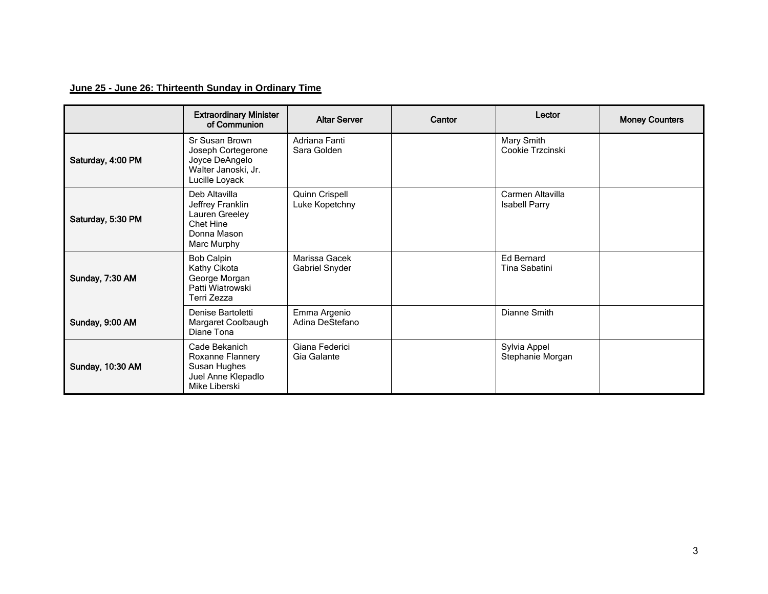**June 25 - June 26: Thirteenth Sunday in Ordinary Time**

| | Extraordinary Minister of Communion | Altar Server | Cantor | Lector | Money Counters |
|---|---|---|---|---|---|
| Saturday, 4:00 PM | Sr Susan Brown<br>Joseph Cortegerone<br>Joyce DeAngelo<br>Walter Janoski, Jr.<br>Lucille Loyack | Adriana Fanti<br>Sara Golden | | Mary Smith<br>Cookie Trzcinski | |
| Saturday, 5:30 PM | Deb Altavilla<br>Jeffrey Franklin<br>Lauren Greeley<br>Chet Hine<br>Donna Mason<br>Marc Murphy | Quinn Crispell<br>Luke Kopetchny | | Carmen Altavilla<br>Isabell Parry | |
| Sunday, 7:30 AM | Bob Calpin<br>Kathy Cikota<br>George Morgan<br>Patti Wiatrowski<br>Terri Zezza | Marissa Gacek<br>Gabriel Snyder | | Ed Bernard<br>Tina Sabatini | |
| Sunday, 9:00 AM | Denise Bartoletti<br>Margaret Coolbaugh<br>Diane Tona | Emma Argenio<br>Adina DeStefano | | Dianne Smith | |
| Sunday, 10:30 AM | Cade Bekanich<br>Roxanne Flannery<br>Susan Hughes<br>Juel Anne Klepadlo<br>Mike Liberski | Giana Federici<br>Gia Galante | | Sylvia Appel<br>Stephanie Morgan | |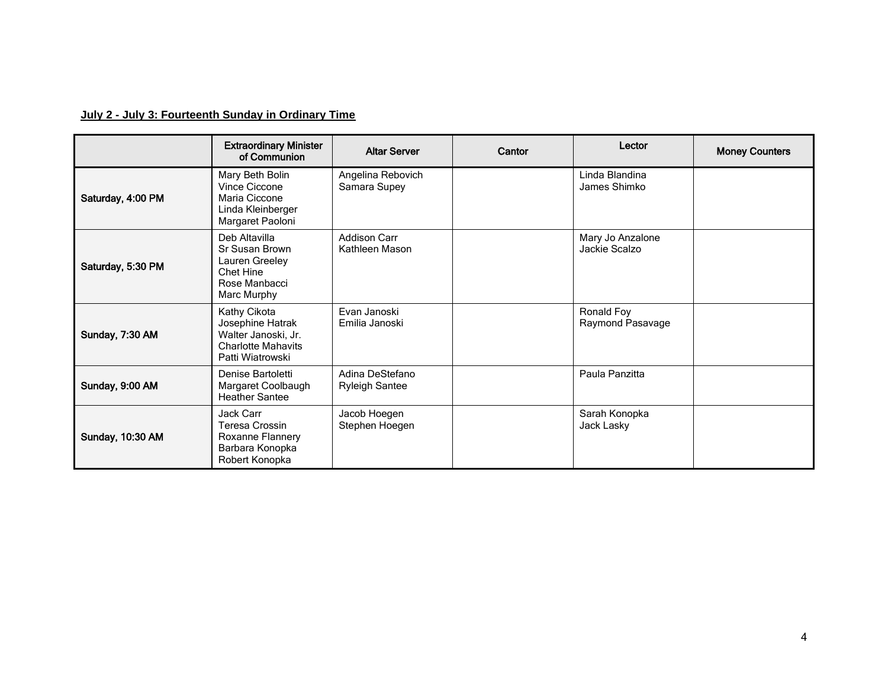**July 2 - July 3: Fourteenth Sunday in Ordinary Time**

| | Extraordinary Minister of Communion | Altar Server | Cantor | Lector | Money Counters |
|---|---|---|---|---|---|
| Saturday, 4:00 PM | Mary Beth Bolin<br>Vince Ciccone<br>Maria Ciccone<br>Linda Kleinberger<br>Margaret Paoloni | Angelina Rebovich<br>Samara Supey | | Linda Blandina<br>James Shimko | |
| Saturday, 5:30 PM | Deb Altavilla<br>Sr Susan Brown<br>Lauren Greeley<br>Chet Hine<br>Rose Manbacci<br>Marc Murphy | Addison Carr<br>Kathleen Mason | | Mary Jo Anzalone<br>Jackie Scalzo | |
| Sunday, 7:30 AM | Kathy Cikota<br>Josephine Hatrak<br>Walter Janoski, Jr.<br>Charlotte Mahavits<br>Patti Wiatrowski | Evan Janoski<br>Emilia Janoski | | Ronald Foy<br>Raymond Pasavage | |
| Sunday, 9:00 AM | Denise Bartoletti<br>Margaret Coolbaugh<br>Heather Santee | Adina DeStefano<br>Ryleigh Santee | | Paula Panzitta | |
| Sunday, 10:30 AM | Jack Carr<br>Teresa Crossin<br>Roxanne Flannery<br>Barbara Konopka<br>Robert Konopka | Jacob Hoegen<br>Stephen Hoegen | | Sarah Konopka<br>Jack Lasky | |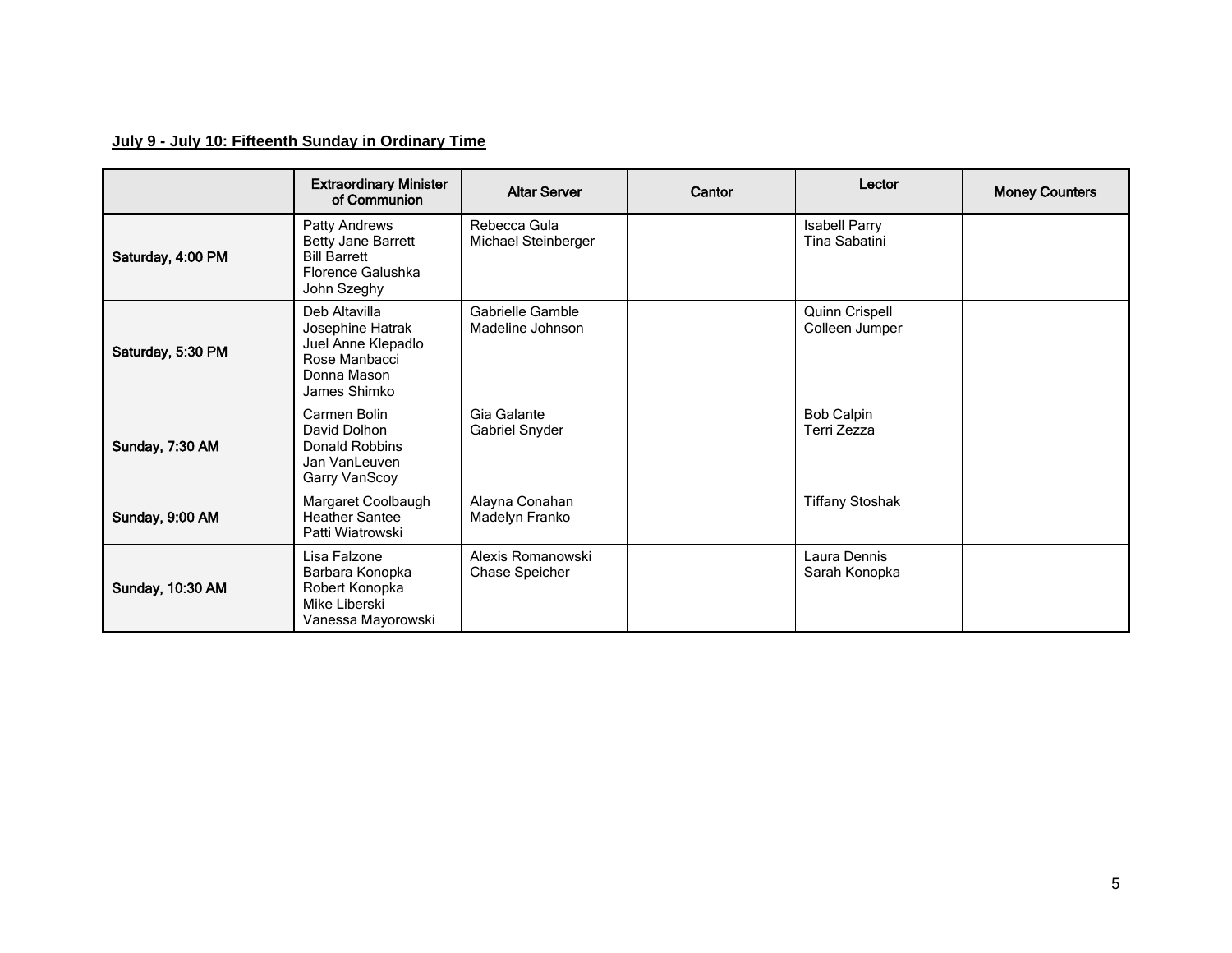**July 9 - July 10: Fifteenth Sunday in Ordinary Time**

| | Extraordinary Minister of Communion | Altar Server | Cantor | Lector | Money Counters |
|---|---|---|---|---|---|
| Saturday, 4:00 PM | Patty Andrews<br>Betty Jane Barrett<br>Bill Barrett<br>Florence Galushka<br>John Szeghy | Rebecca Gula<br>Michael Steinberger | | Isabell Parry<br>Tina Sabatini | |
| Saturday, 5:30 PM | Deb Altavilla<br>Josephine Hatrak<br>Juel Anne Klepadlo<br>Rose Manbacci<br>Donna Mason<br>James Shimko | Gabrielle Gamble<br>Madeline Johnson | | Quinn Crispell<br>Colleen Jumper | |
| Sunday, 7:30 AM | Carmen Bolin<br>David Dolhon<br>Donald Robbins<br>Jan VanLeuven<br>Garry VanScoy | Gia Galante<br>Gabriel Snyder | | Bob Calpin<br>Terri Zezza | |
| Sunday, 9:00 AM | Margaret Coolbaugh<br>Heather Santee<br>Patti Wiatrowski | Alayna Conahan<br>Madelyn Franko | | Tiffany Stoshak | |
| Sunday, 10:30 AM | Lisa Falzone<br>Barbara Konopka<br>Robert Konopka<br>Mike Liberski<br>Vanessa Mayorowski | Alexis Romanowski<br>Chase Speicher | | Laura Dennis<br>Sarah Konopka | |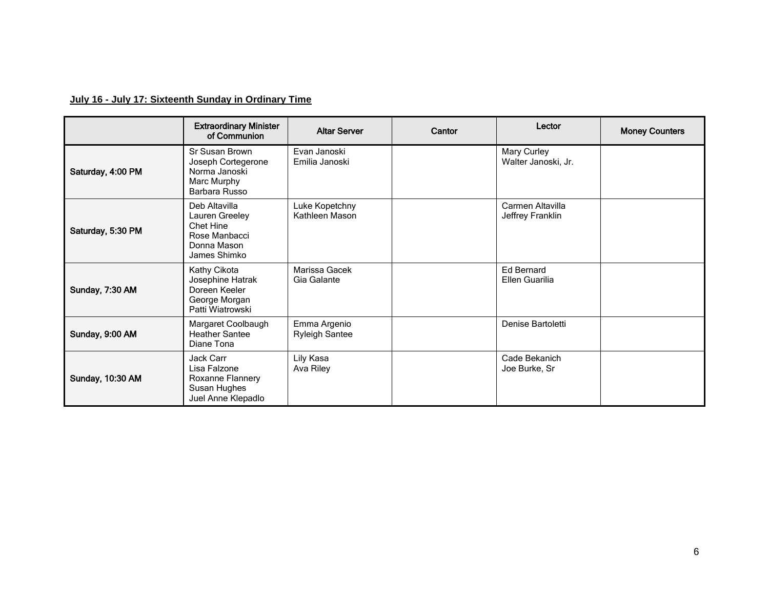**July 16 - July 17: Sixteenth Sunday in Ordinary Time**

| | Extraordinary Minister of Communion | Altar Server | Cantor | Lector | Money Counters |
|---|---|---|---|---|---|
| Saturday, 4:00 PM | Sr Susan Brown<br>Joseph Cortegerone<br>Norma Janoski<br>Marc Murphy<br>Barbara Russo | Evan Janoski<br>Emilia Janoski | | Mary Curley<br>Walter Janoski, Jr. | |
| Saturday, 5:30 PM | Deb Altavilla<br>Lauren Greeley<br>Chet Hine<br>Rose Manbacci<br>Donna Mason<br>James Shimko | Luke Kopetchny<br>Kathleen Mason | | Carmen Altavilla<br>Jeffrey Franklin | |
| Sunday, 7:30 AM | Kathy Cikota<br>Josephine Hatrak<br>Doreen Keeler<br>George Morgan<br>Patti Wiatrowski | Marissa Gacek<br>Gia Galante | | Ed Bernard<br>Ellen Guarilia | |
| Sunday, 9:00 AM | Margaret Coolbaugh<br>Heather Santee<br>Diane Tona | Emma Argenio<br>Ryleigh Santee | | Denise Bartoletti | |
| Sunday, 10:30 AM | Jack Carr<br>Lisa Falzone<br>Roxanne Flannery<br>Susan Hughes<br>Juel Anne Klepadlo | Lily Kasa<br>Ava Riley | | Cade Bekanich<br>Joe Burke, Sr | |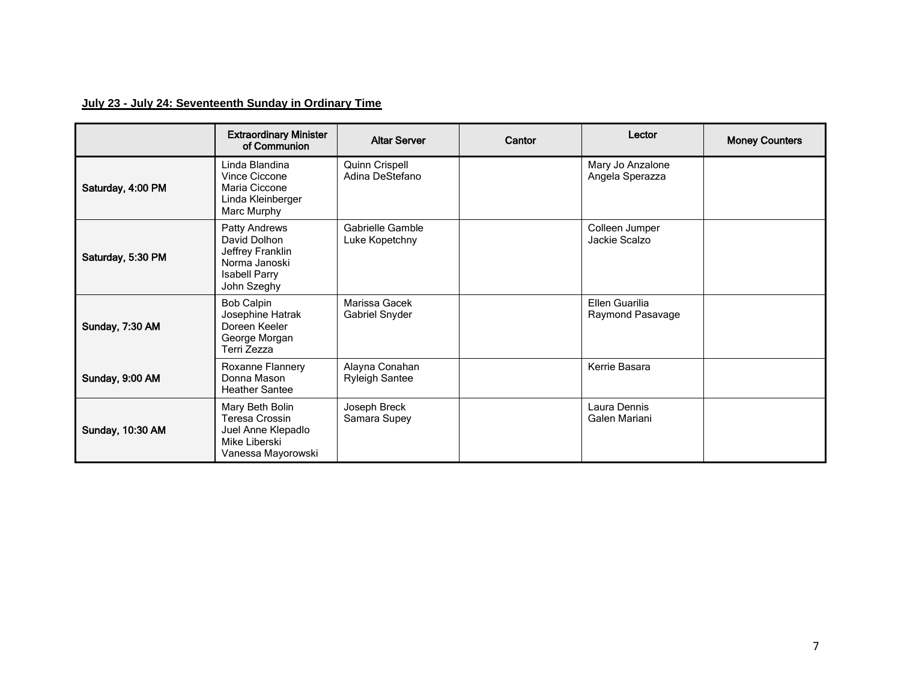**July 23 - July 24: Seventeenth Sunday in Ordinary Time**

| | Extraordinary Minister of Communion | Altar Server | Cantor | Lector | Money Counters |
|---|---|---|---|---|---|
| Saturday, 4:00 PM | Linda Blandina<br>Vince Ciccone<br>Maria Ciccone<br>Linda Kleinberger<br>Marc Murphy | Quinn Crispell<br>Adina DeStefano | | Mary Jo Anzalone<br>Angela Sperazza | |
| Saturday, 5:30 PM | Patty Andrews<br>David Dolhon<br>Jeffrey Franklin<br>Norma Janoski<br>Isabell Parry<br>John Szeghy | Gabrielle Gamble<br>Luke Kopetchny | | Colleen Jumper<br>Jackie Scalzo | |
| Sunday, 7:30 AM | Bob Calpin<br>Josephine Hatrak<br>Doreen Keeler<br>George Morgan<br>Terri Zezza | Marissa Gacek<br>Gabriel Snyder | | Ellen Guarilia<br>Raymond Pasavage | |
| Sunday, 9:00 AM | Roxanne Flannery<br>Donna Mason<br>Heather Santee | Alayna Conahan<br>Ryleigh Santee | | Kerrie Basara | |
| Sunday, 10:30 AM | Mary Beth Bolin<br>Teresa Crossin<br>Juel Anne Klepadlo<br>Mike Liberski<br>Vanessa Mayorowski | Joseph Breck<br>Samara Supey | | Laura Dennis<br>Galen Mariani | |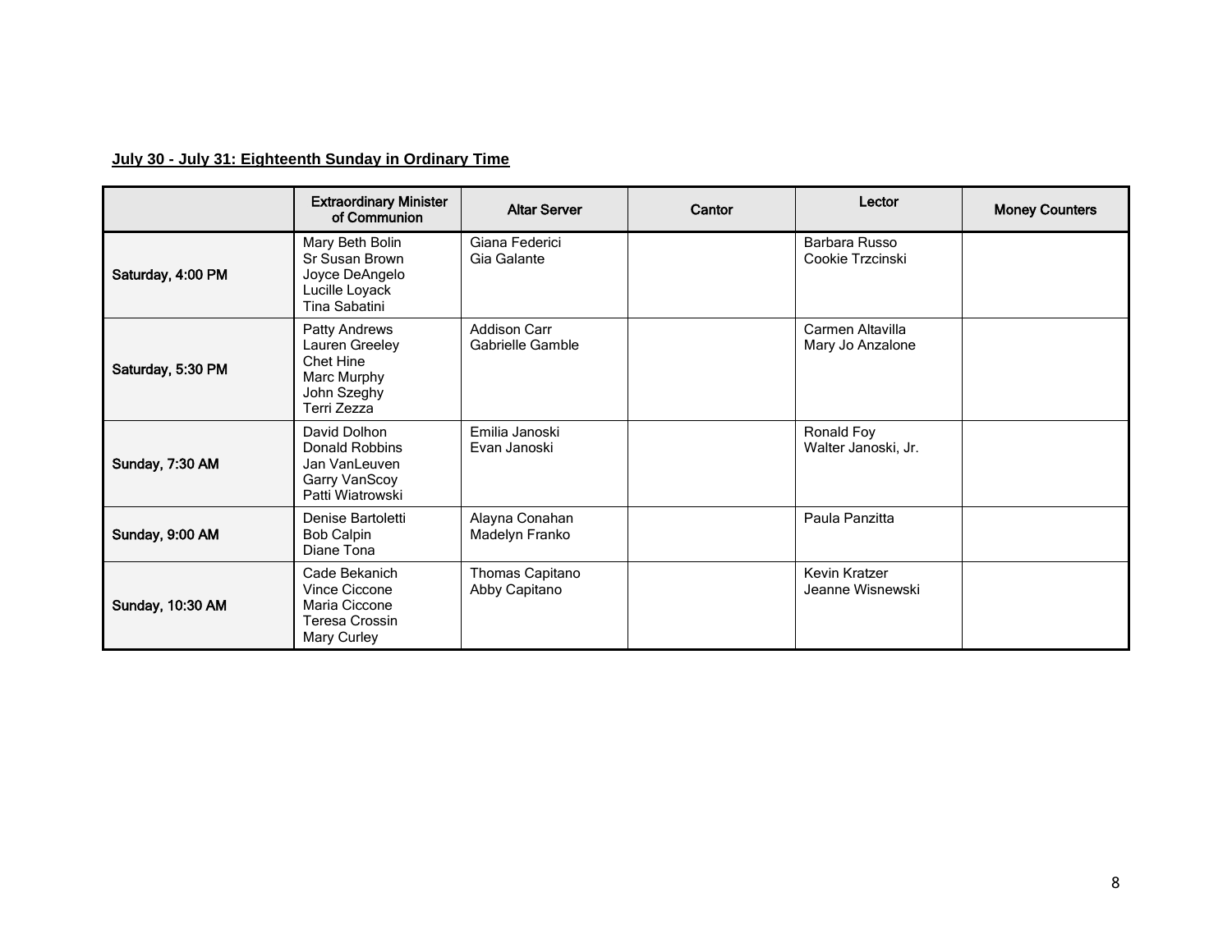**July 30 - July 31: Eighteenth Sunday in Ordinary Time**

| | Extraordinary Minister of Communion | Altar Server | Cantor | Lector | Money Counters |
|---|---|---|---|---|---|
| Saturday, 4:00 PM | Mary Beth Bolin<br>Sr Susan Brown<br>Joyce DeAngelo<br>Lucille Loyack<br>Tina Sabatini | Giana Federici<br>Gia Galante | | Barbara Russo<br>Cookie Trzcinski | |
| Saturday, 5:30 PM | Patty Andrews<br>Lauren Greeley<br>Chet Hine<br>Marc Murphy<br>John Szeghy<br>Terri Zezza | Addison Carr<br>Gabrielle Gamble | | Carmen Altavilla<br>Mary Jo Anzalone | |
| Sunday, 7:30 AM | David Dolhon<br>Donald Robbins<br>Jan VanLeuven<br>Garry VanScoy<br>Patti Wiatrowski | Emilia Janoski<br>Evan Janoski | | Ronald Foy<br>Walter Janoski, Jr. | |
| Sunday, 9:00 AM | Denise Bartoletti<br>Bob Calpin<br>Diane Tona | Alayna Conahan<br>Madelyn Franko | | Paula Panzitta | |
| Sunday, 10:30 AM | Cade Bekanich<br>Vince Ciccone<br>Maria Ciccone<br>Teresa Crossin<br>Mary Curley | Thomas Capitano<br>Abby Capitano | | Kevin Kratzer<br>Jeanne Wisnewski | |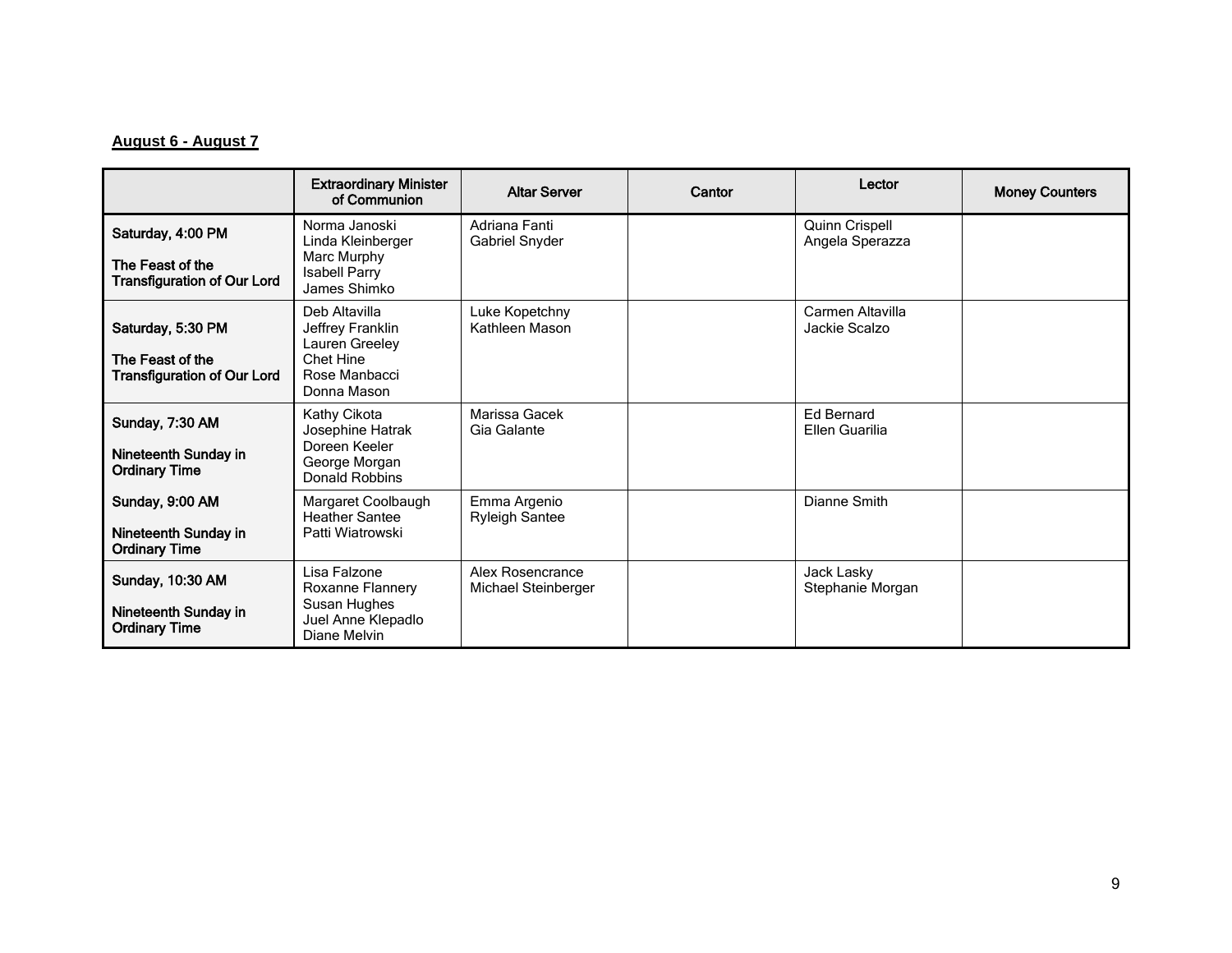**August 6 - August 7**

| | Extraordinary Minister of Communion | Altar Server | Cantor | Lector | Money Counters |
|---|---|---|---|---|---|
| **Saturday, 4:00 PM**<br><br>**The Feast of the Transfiguration of Our Lord** | Norma Janoski<br>Linda Kleinberger<br>Marc Murphy<br>Isabell Parry<br>James Shimko | Adriana Fanti<br>Gabriel Snyder | | Quinn Crispell<br>Angela Sperazza | |
| **Saturday, 5:30 PM**<br><br>**The Feast of the Transfiguration of Our Lord** | Deb Altavilla<br>Jeffrey Franklin<br>Lauren Greeley<br>Chet Hine<br>Rose Manbacci<br>Donna Mason | Luke Kopetchny<br>Kathleen Mason | | Carmen Altavilla<br>Jackie Scalzo | |
| **Sunday, 7:30 AM**<br><br>**Nineteenth Sunday in Ordinary Time** | Kathy Cikota<br>Josephine Hatrak<br>Doreen Keeler<br>George Morgan<br>Donald Robbins | Marissa Gacek<br>Gia Galante | | Ed Bernard<br>Ellen Guarilia | |
| **Sunday, 9:00 AM**<br><br>**Nineteenth Sunday in Ordinary Time** | Margaret Coolbaugh<br>Heather Santee<br>Patti Wiatrowski | Emma Argenio<br>Ryleigh Santee | | Dianne Smith | |
| **Sunday, 10:30 AM**<br><br>**Nineteenth Sunday in Ordinary Time** | Lisa Falzone<br>Roxanne Flannery<br>Susan Hughes<br>Juel Anne Klepadlo<br>Diane Melvin | Alex Rosencrance<br>Michael Steinberger | | Jack Lasky<br>Stephanie Morgan | |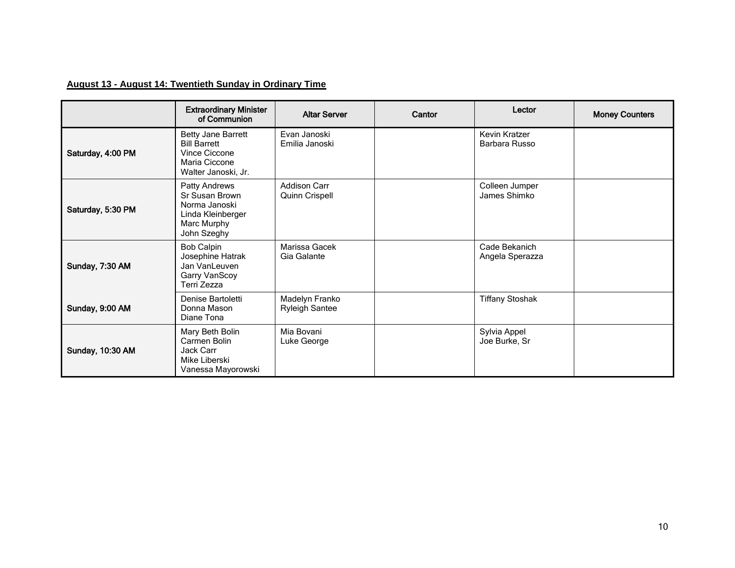**August 13 - August 14: Twentieth Sunday in Ordinary Time**

| | Extraordinary Minister of Communion | Altar Server | Cantor | Lector | Money Counters |
|---|---|---|---|---|---|
| Saturday, 4:00 PM | Betty Jane Barrett<br>Bill Barrett<br>Vince Ciccone<br>Maria Ciccone<br>Walter Janoski, Jr. | Evan Janoski<br>Emilia Janoski | | Kevin Kratzer<br>Barbara Russo | |
| Saturday, 5:30 PM | Patty Andrews<br>Sr Susan Brown<br>Norma Janoski<br>Linda Kleinberger<br>Marc Murphy<br>John Szeghy | Addison Carr<br>Quinn Crispell | | Colleen Jumper<br>James Shimko | |
| Sunday, 7:30 AM | Bob Calpin<br>Josephine Hatrak<br>Jan VanLeuven<br>Garry VanScoy<br>Terri Zezza | Marissa Gacek<br>Gia Galante | | Cade Bekanich<br>Angela Sperazza | |
| Sunday, 9:00 AM | Denise Bartoletti<br>Donna Mason<br>Diane Tona | Madelyn Franko<br>Ryleigh Santee | | Tiffany Stoshak | |
| Sunday, 10:30 AM | Mary Beth Bolin<br>Carmen Bolin<br>Jack Carr<br>Mike Liberski<br>Vanessa Mayorowski | Mia Bovani<br>Luke George | | Sylvia Appel<br>Joe Burke, Sr | |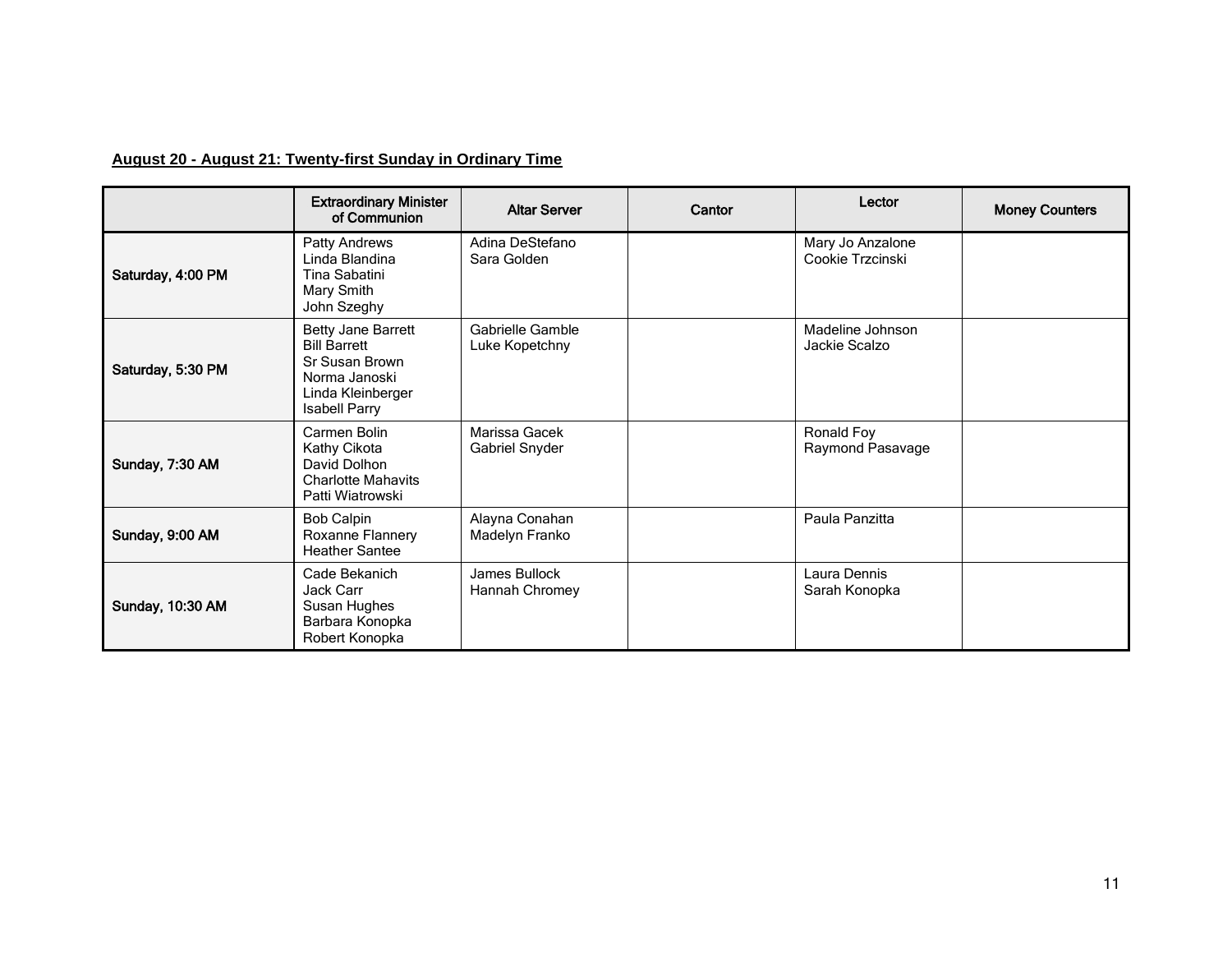**August 20 - August 21: Twenty-first Sunday in Ordinary Time**

| | Extraordinary Minister of Communion | Altar Server | Cantor | Lector | Money Counters |
|---|---|---|---|---|---|
| Saturday, 4:00 PM | Patty Andrews<br>Linda Blandina<br>Tina Sabatini<br>Mary Smith<br>John Szeghy | Adina DeStefano<br>Sara Golden | | Mary Jo Anzalone<br>Cookie Trzcinski | |
| Saturday, 5:30 PM | Betty Jane Barrett<br>Bill Barrett<br>Sr Susan Brown<br>Norma Janoski<br>Linda Kleinberger<br>Isabell Parry | Gabrielle Gamble<br>Luke Kopetchny | | Madeline Johnson<br>Jackie Scalzo | |
| Sunday, 7:30 AM | Carmen Bolin<br>Kathy Cikota<br>David Dolhon<br>Charlotte Mahavits<br>Patti Wiatrowski | Marissa Gacek<br>Gabriel Snyder | | Ronald Foy<br>Raymond Pasavage | |
| Sunday, 9:00 AM | Bob Calpin<br>Roxanne Flannery<br>Heather Santee | Alayna Conahan<br>Madelyn Franko | | Paula Panzitta | |
| Sunday, 10:30 AM | Cade Bekanich<br>Jack Carr<br>Susan Hughes<br>Barbara Konopka<br>Robert Konopka | James Bullock<br>Hannah Chromey | | Laura Dennis<br>Sarah Konopka | |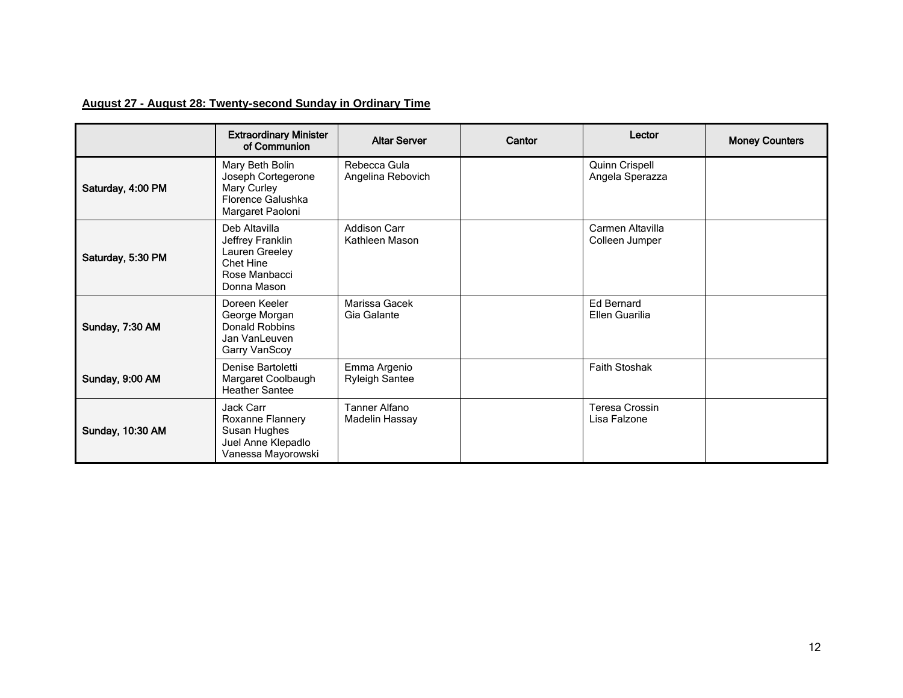**August 27 - August 28: Twenty-second Sunday in Ordinary Time**

| | Extraordinary Minister of Communion | Altar Server | Cantor | Lector | Money Counters |
|---|---|---|---|---|---|
| Saturday, 4:00 PM | Mary Beth Bolin<br>Joseph Cortegerone<br>Mary Curley<br>Florence Galushka<br>Margaret Paoloni | Rebecca Gula<br>Angelina Rebovich | | Quinn Crispell<br>Angela Sperazza | |
| Saturday, 5:30 PM | Deb Altavilla<br>Jeffrey Franklin<br>Lauren Greeley<br>Chet Hine<br>Rose Manbacci<br>Donna Mason | Addison Carr<br>Kathleen Mason | | Carmen Altavilla<br>Colleen Jumper | |
| Sunday, 7:30 AM | Doreen Keeler<br>George Morgan<br>Donald Robbins<br>Jan VanLeuven<br>Garry VanScoy | Marissa Gacek<br>Gia Galante | | Ed Bernard<br>Ellen Guarilia | |
| Sunday, 9:00 AM | Denise Bartoletti<br>Margaret Coolbaugh<br>Heather Santee | Emma Argenio<br>Ryleigh Santee | | Faith Stoshak | |
| Sunday, 10:30 AM | Jack Carr<br>Roxanne Flannery<br>Susan Hughes<br>Juel Anne Klepadlo<br>Vanessa Mayorowski | Tanner Alfano<br>Madelin Hassay | | Teresa Crossin<br>Lisa Falzone | |